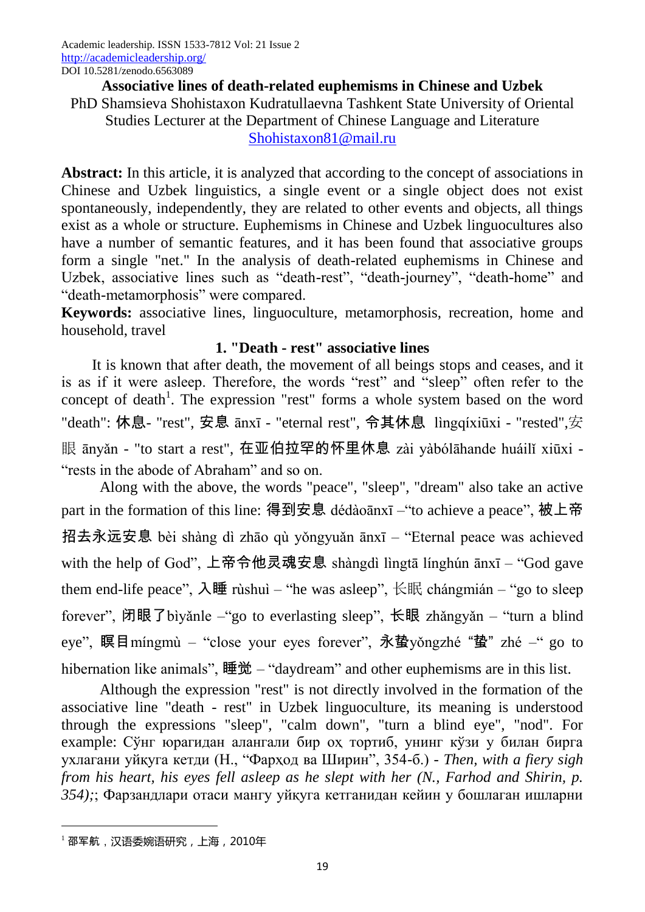# Associative lines of death-related euphemisms in Chinese and Uzbek

PhD Shamsieva Shohistaxon Kudratullaevna Tashkent State University of Oriental Studies Lecturer at the Department of Chinese Language and Literature

Shohistaxon81@mail.ru

**Abstract:** In this article, it is analyzed that according to the concept of associations in Chinese and Uzbek linguistics, a single event or a single object does not exist spontaneously, independently, they are related to other events and objects, all things exist as a whole or structure. Euphemisms in Chinese and Uzbek linguocultures also have a number of semantic features, and it has been found that associative groups form a single "net." In the analysis of death-related euphemisms in Chinese and Uzbek, associative lines such as "death-rest", "death-journey", "death-home" and "death-metamorphosis" were compared.

**Keywords:** associative lines, linguoculture, metamorphosis, recreation, home and household, travel

## 1. "Death - rest" associative lines

It is known that after death, the movement of all beings stops and ceases, and it is as if it were asleep. Therefore, the words "rest" and "sleep" often refer to the concept of death[1]. The expression "rest" forms a whole system based on the word "death": 休息- "rest", 安息 ānxī - "eternal rest", 令其休息 lìngqíxiūxi - "rested",安眠 ānyǎn - "to start a rest", 在亚伯拉罕的怀里休息 zài yàbólāhande huáilǐ xiūxi - "rests in the abode of Abraham" and so on.

Along with the above, the words "peace", "sleep", "dream" also take an active part in the formation of this line: 得到安息 dédàoānxī –"to achieve a peace", 被上帝招去永远安息 bèi shàng dì zhāo qù yǒngyuǎn ānxī – "Eternal peace was achieved with the help of God", 上帝令他灵魂安息 shàngdì lìngtā línghún ānxī – "God gave them end-life peace", 入睡 rùshuì – "he was asleep", 长眠 chángmián – "go to sleep forever", 闭眼了bìyǎnle –"go to everlasting sleep", 长眼 zhǎngyǎn – "turn a blind eye", 瞑目míngmù – "close your eyes forever", 永蛰yǒngzhé "蛰" zhé –" go to hibernation like animals", 睡觉 – "daydream" and other euphemisms are in this list.

Although the expression "rest" is not directly involved in the formation of the associative line "death - rest" in Uzbek linguoculture, its meaning is understood through the expressions "sleep", "calm down", "turn a blind eye", "nod". For example: Сўнг юрагидан алангали бир оҳ тортиб, унинг кўзи у билан бирга ухлагани уйқуга кетди (Н., "Фарҳод ва Ширин", 354-б.) - *Then, with a fiery sigh from his heart, his eyes fell asleep as he slept with her (N., Farhod and Shirin, p. 354);*; Фарзандлари отаси мангу уйқуга кетганидан кейин у бошлаган ишларни

---

[1] 邵军航，汉语委婉语研究，上海，2010年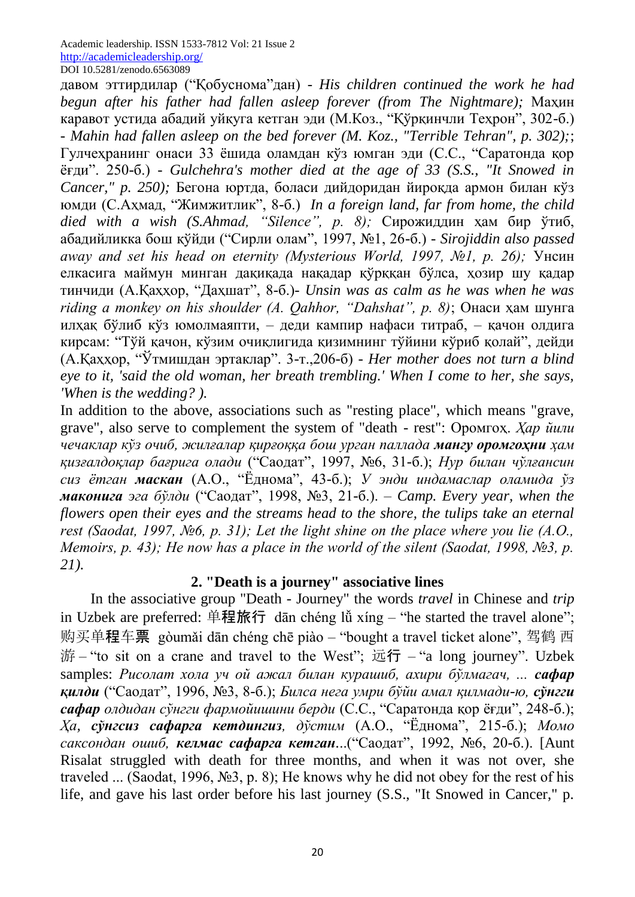давом эттирдилар ("Қобуснома"дан) - *His children continued the work he had begun after his father had fallen asleep forever (from The Nightmare);* Маҳин каравот устида абадий уйқуга кетган эди (М.Коз., "Қўрқинчли Теҳрон", 302-б.) - *Mahin had fallen asleep on the bed forever (M. Koz., "Terrible Tehran", p. 302);*; Гулчеҳранинг онаси 33 ёшида оламдан кўз юмган эди (С.С., "Саратонда қор ёғди". 250-б.) - *Gulchehra's mother died at the age of 33 (S.S., "It Snowed in Cancer," p. 250);* Бегона юртда, боласи дийдоридан йироқда армон билан кўз юмди (С.Аҳмад, "Жимжитлик", 8-б.) *In a foreign land, far from home, the child died with a wish (S.Ahmad, "Silence", p. 8);* Сирожиддин ҳам бир ўтиб, абадийликка бош қўйди ("Сирли олам", 1997, №1, 26-б.) - *Sirojiddin also passed away and set his head on eternity (Mysterious World, 1997, №1, p. 26);* Унсин елкасига маймун минган дақиқада нақадар қўрққан бўлса, ҳозир шу қадар тинчиди (А.Қаҳҳор, "Даҳшат", 8-б.)- *Unsin was as calm as he was when he was riding a monkey on his shoulder (A. Qahhor, "Dahshat", p. 8)*; Онаси ҳам шунга илҳақ бўлиб кўз юмолмаяпти, – деди кампир нафаси титраб, – қачон олдига кирсам: "Тўй қачон, кўзим очиқлигида қизимнинг тўйини кўриб қолай", дейди (А.Қаҳҳор, "Ўтмишдан эртаклар". 3-т.,206-б) - *Her mother does not turn a blind eye to it, 'said the old woman, her breath trembling.' When I come to her, she says, 'When is the wedding? ).*

In addition to the above, associations such as "resting place", which means "grave, grave", also serve to complement the system of "death - rest": Оромгоҳ. *Ҳар йили чечаклар кўз очиб, жилғалар қирғоққа бош урган паллада **мангу оромгоҳни** ҳам қизғалдоқлар бағрига олади* ("Саодат", 1997, №6, 31-б.); *Нур билан чўлғансин сиз ётган **маскан*** (А.О., "Ёднома", 43-б.); *У энди индамаслар оламида ўз **маконига** эга бўлди* ("Саодат", 1998, №3, 21-б.). – *Camp. Every year, when the flowers open their eyes and the streams head to the shore, the tulips take an eternal rest (Saodat, 1997, №6, p. 31); Let the light shine on the place where you lie (A.O., Memoirs, p. 43); He now has a place in the world of the silent (Saodat, 1998, №3, p. 21).*

## 2. "Death is a journey" associative lines

In the associative group "Death - Journey" the words *travel* in Chinese and *trip* in Uzbek are preferred: 单**程旅行** dān chéng lǚ xíng – "he started the travel alone"; 购买单**程**车**票** gòumǎi dān chéng chē piào – "bought a travel ticket alone", 驾鹤 西游 – "to sit on a crane and travel to the West"; 远**行** – "a long journey". Uzbek samples: *Рисолат хола уч ой ажал билан курашиб, ахири бўлмагач, ... **сафар қилди*** ("Саодат", 1996, №3, 8-б.); *Билса нега умри бўйи амал қилмади-ю, **сўнгги сафар** олдидан сўнгги фармойишини берди* (С.С., "Саратонда қор ёғди", 248-б.); *Ҳа, **сўнгсиз сафарга кетдингиз**, дўстим* (А.О., "Ёднома", 215-б.); *Момо саксондан ошиб, **келмас сафарга кетган**...*("Саодат", 1992, №6, 20-б.). [Aunt Risalat struggled with death for three months, and when it was not over, she traveled ... (Saodat, 1996, №3, p. 8); He knows why he did not obey for the rest of his life, and gave his last order before his last journey (S.S., "It Snowed in Cancer," p.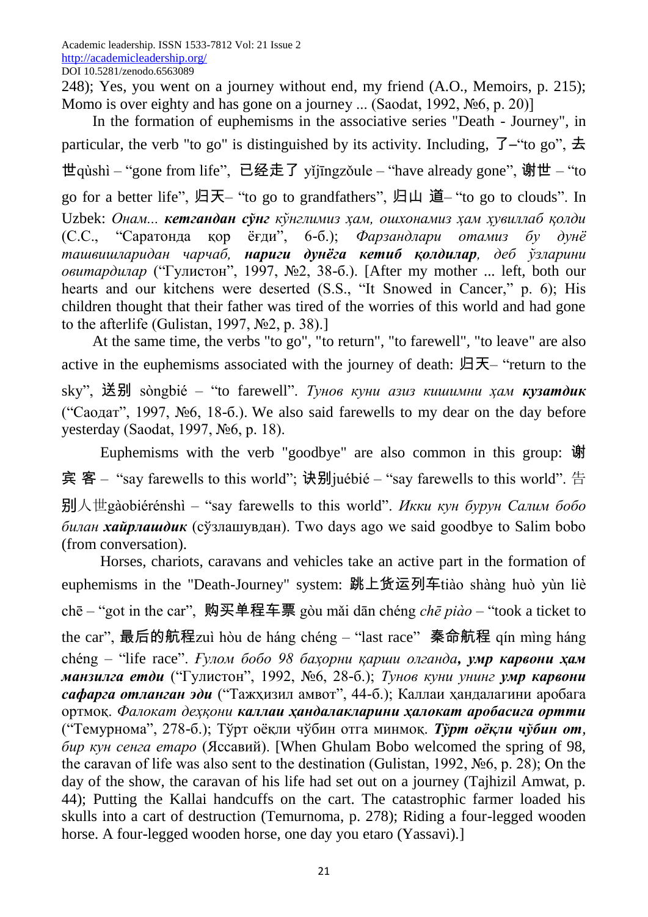248); Yes, you went on a journey without end, my friend (A.O., Memoirs, p. 215); Momo is over eighty and has gone on a journey ... (Saodat, 1992, №6, p. 20)]

In the formation of euphemisms in the associative series "Death - Journey", in particular, the verb "to go" is distinguished by its activity. Including, 了–"to go", 去世qùshì – "gone from life", 已经走了 yǐjīngzǒule – "have already gone", 谢世 – "to go for a better life", 归天– "to go to grandfathers", 归山 道– "to go to clouds". In Uzbek: *Онам...* ***кетгандан сўнг*** *кўнглимиз ҳам, ошхонамиз ҳам ҳувиллаб қолди* (С.С., "Саратонда қор ёғди", 6-б.); *Фарзандлари отамиз бу дунё ташвишларидан чарчаб,* ***нариги дунёга кетиб қолдилар****, деб ўзларини овитардилар* ("Гулистон", 1997, №2, 38-б.). [After my mother ... left, both our hearts and our kitchens were deserted (S.S., "It Snowed in Cancer," p. 6); His children thought that their father was tired of the worries of this world and had gone to the afterlife (Gulistan, 1997, №2, p. 38).]

At the same time, the verbs "to go", "to return", "to farewell", "to leave" are also active in the euphemisms associated with the journey of death: 归天– "return to the sky", 送别 sòngbié – "to farewell". *Тунов куни азиз кишимни ҳам* ***кузатдик*** ("Саодат", 1997, №6, 18-б.). We also said farewells to my dear on the day before yesterday (Saodat, 1997, №6, p. 18).

Euphemisms with the verb "goodbye" are also common in this group: 谢宾 客 – "say farewells to this world"; 诀别juébié – "say farewells to this world". 告别人世gàobiérénshì – "say farewells to this world". *Икки кун бурун Салим бобо билан* ***хайрлашдик*** (сўзлашувдан). Two days ago we said goodbye to Salim bobo (from conversation).

Horses, chariots, caravans and vehicles take an active part in the formation of euphemisms in the "Death-Journey" system: 跳上货运列车tiào shàng huò yùn liè chē – "got in the car", 购买单程车票 gòu mǎi dān chéng *chē piào* – "took a ticket to the car", 最后的航程zuì hòu de háng chéng – "last race" 秦命航程 qín mìng háng chéng – "life race". *Ғулом бобо 98 баҳорни қарши олганда,* ***умр карвони ҳам манзилга етди*** ("Гулистон", 1992, №6, 28-б.); *Тунов куни унинг* ***умр карвони сафарга отланган эди*** ("Тажҳизил амвот", 44-б.); Каллаи ҳандалагини аробага ортмоқ. *Фалокат деҳқони* ***каллаи ҳандалакларини ҳалокат аробасига ортти*** ("Темурнома", 278-б.); Тўрт оёқли чўбин отга минмоқ. ***Тўрт оёқли чўбин от****, бир кун сенга етаро* (Яссавий). [When Ghulam Bobo welcomed the spring of 98, the caravan of life was also sent to the destination (Gulistan, 1992, №6, p. 28); On the day of the show, the caravan of his life had set out on a journey (Tajhizil Amwat, p. 44); Putting the Kallai handcuffs on the cart. The catastrophic farmer loaded his skulls into a cart of destruction (Temurnoma, p. 278); Riding a four-legged wooden horse. A four-legged wooden horse, one day you etaro (Yassavi).]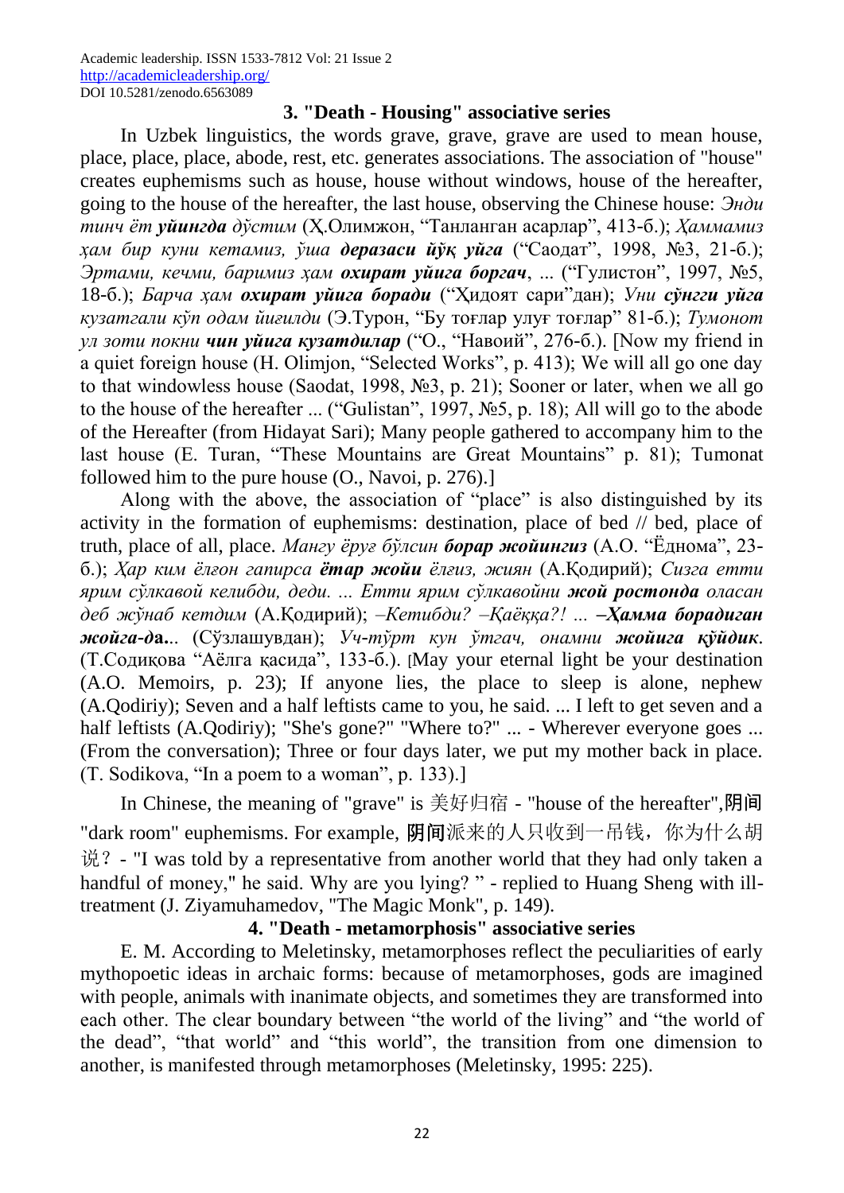### 3. "Death - Housing" associative series

In Uzbek linguistics, the words grave, grave, grave are used to mean house, place, place, place, abode, rest, etc. generates associations. The association of "house" creates euphemisms such as house, house without windows, house of the hereafter, going to the house of the hereafter, the last house, observing the Chinese house: *Энди тинч ёт **уйингда** дўстим* (Ҳ.Олимжон, "Танланган асарлар", 413-б.); *Ҳаммамиз ҳам бир куни кетамиз, ўша **деразаси йўқ уйга*** ("Саодат", 1998, №3, 21-б.); *Эртами, кечми, баримиз ҳам **охират уйига боргач***, ... ("Гулистон", 1997, №5, 18-б.); *Барча ҳам **охират уйига боради*** ("Ҳидоят сари"дан); *Уни **сўнгги уйга** кузатгали кўп одам йиғилди* (Э.Турон, "Бу тоғлар улуғ тоғлар" 81-б.); *Тумонот ул зоти покни **чин уйига кузатдилар*** ("О., "Навоий", 276-б.). [Now my friend in a quiet foreign house (H. Olimjon, "Selected Works", p. 413); We will all go one day to that windowless house (Saodat, 1998, №3, p. 21); Sooner or later, when we all go to the house of the hereafter ... ("Gulistan", 1997, №5, p. 18); All will go to the abode of the Hereafter (from Hidayat Sari); Many people gathered to accompany him to the last house (E. Turan, "These Mountains are Great Mountains" p. 81); Tumonat followed him to the pure house (O., Navoi, p. 276).]

Along with the above, the association of "place" is also distinguished by its activity in the formation of euphemisms: destination, place of bed // bed, place of truth, place of all, place. *Мангу ёруғ бўлсин **борар жойингиз*** (А.О. "Ёднома", 23-б.); *Ҳар ким ёлғон гапирса **ётар жойи** ёлғиз, жиян* (А.Қодирий); *Сизга етти ярим сўлкавой келибди, деди. ... Етти ярим сўлкавойни **жой ростонда** оласан деб жўнаб кетдим* (А.Қодирий); *–Кетибди? –Қаёққа?! ... **–Ҳамма борадиган жойга-да**...* (Сўзлашувдан); *Уч-тўрт кун ўтгач, онамни **жойига қўйдик**.* (Т.Содиқова "Аёлга қасида", 133-б.). [May your eternal light be your destination (A.O. Memoirs, p. 23); If anyone lies, the place to sleep is alone, nephew (A.Qodiriy); Seven and a half leftists came to you, he said. ... I left to get seven and a half leftists (A.Qodiriy); "She's gone?" "Where to?" ... - Wherever everyone goes ... (From the conversation); Three or four days later, we put my mother back in place. (T. Sodikova, "In a poem to a woman", p. 133).]

In Chinese, the meaning of "grave" is 美好归宿 - "house of the hereafter",**阴间** "dark room" euphemisms. For example, **阴间**派来的人只收到一吊钱，你为什么胡说？- "I was told by a representative from another world that they had only taken a handful of money," he said. Why are you lying? " - replied to Huang Sheng with ill-treatment (J. Ziyamuhamedov, "The Magic Monk", p. 149).

### 4. "Death - metamorphosis" associative series

E. M. According to Meletinsky, metamorphoses reflect the peculiarities of early mythopoetic ideas in archaic forms: because of metamorphoses, gods are imagined with people, animals with inanimate objects, and sometimes they are transformed into each other. The clear boundary between "the world of the living" and "the world of the dead", "that world" and "this world", the transition from one dimension to another, is manifested through metamorphoses (Meletinsky, 1995: 225).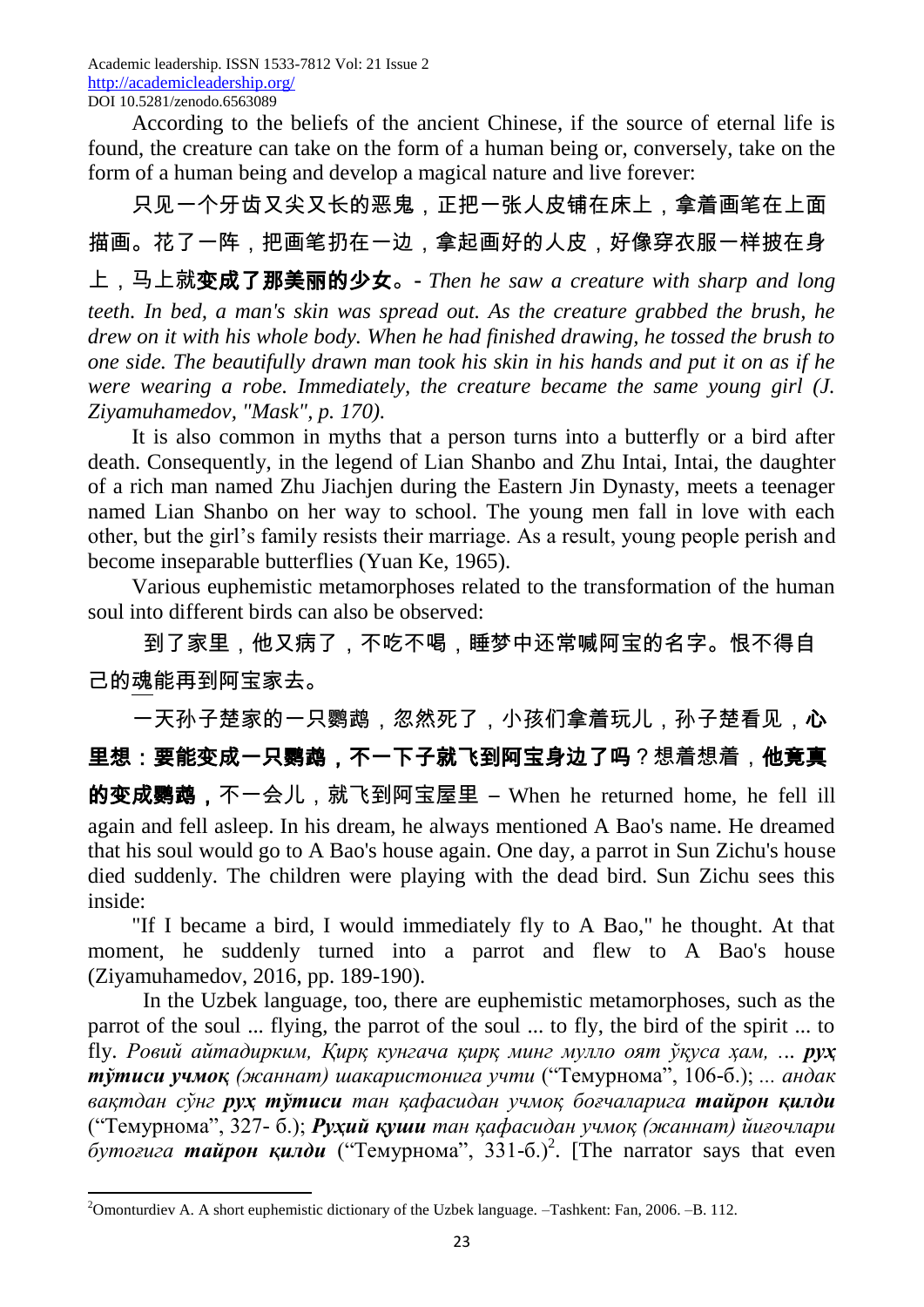According to the beliefs of the ancient Chinese, if the source of eternal life is found, the creature can take on the form of a human being or, conversely, take on the form of a human being and develop a magical nature and live forever:

只见一个牙齿又尖又长的恶鬼，正把一张人皮铺在床上，拿着画笔在上面描画。花了一阵，把画笔扔在一边，拿起画好的人皮，好像穿衣服一样披在身上，马上就**变成了那美丽的少女**。- *Then he saw a creature with sharp and long teeth. In bed, a man's skin was spread out. As the creature grabbed the brush, he drew on it with his whole body. When he had finished drawing, he tossed the brush to one side. The beautifully drawn man took his skin in his hands and put it on as if he were wearing a robe. Immediately, the creature became the same young girl (J. Ziyamuhamedov, "Mask", p. 170).*

It is also common in myths that a person turns into a butterfly or a bird after death. Consequently, in the legend of Lian Shanbo and Zhu Intai, Intai, the daughter of a rich man named Zhu Jiachjen during the Eastern Jin Dynasty, meets a teenager named Lian Shanbo on her way to school. The young men fall in love with each other, but the girl's family resists their marriage. As a result, young people perish and become inseparable butterflies (Yuan Ke, 1965).

Various euphemistic metamorphoses related to the transformation of the human soul into different birds can also be observed:

到了家里，他又病了，不吃不喝，睡梦中还常喊阿宝的名字。恨不得自己的魂能再到阿宝家去。

一天孙子楚家的一只鹦鹉，忽然死了，小孩们拿着玩儿，孙子楚看见，**心里想：要能变成一只鹦鹉，不一下子就飞到阿宝身边了吗**？想着想着，**他竟真的变成鹦鹉**，不一会儿，就飞到阿宝屋里 – When he returned home, he fell ill again and fell asleep. In his dream, he always mentioned A Bao's name. He dreamed that his soul would go to A Bao's house again. One day, a parrot in Sun Zichu's house died suddenly. The children were playing with the dead bird. Sun Zichu sees this inside:

"If I became a bird, I would immediately fly to A Bao," he thought. At that moment, he suddenly turned into a parrot and flew to A Bao's house (Ziyamuhamedov, 2016, pp. 189-190).

In the Uzbek language, too, there are euphemistic metamorphoses, such as the parrot of the soul ... flying, the parrot of the soul ... to fly, the bird of the spirit ... to fly. *Ровий айтадирким, Қирқ кунгача қирқ минг мулло оят ўқуса ҳам, ...* ***руҳ тўтиси учмоқ*** *(жаннат) шакаристонига учти* ("Темурнома", 106-б.); *... андак вақтдан сўнг* ***руҳ тўтиси*** *тан қафасидан учмоқ боғчаларига* ***тайрон қилди*** ("Темурнома", 327- б.); ***Руҳий қуши*** *тан қафасидан учмоқ (жаннат) йиғочлари бутоғига* ***тайрон қилди*** ("Темурнома", 331-б.)[2]. [The narrator says that even

---

[2] Omonturdiev A. A short euphemistic dictionary of the Uzbek language. –Tashkent: Fan, 2006. –B. 112.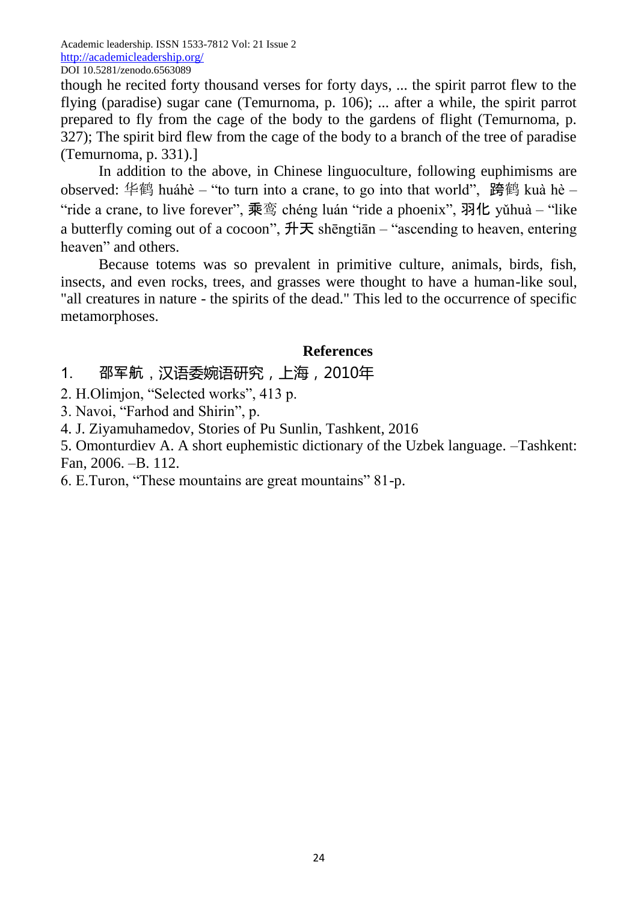though he recited forty thousand verses for forty days, ... the spirit parrot flew to the flying (paradise) sugar cane (Temurnoma, p. 106); ... after a while, the spirit parrot prepared to fly from the cage of the body to the gardens of flight (Temurnoma, p. 327); The spirit bird flew from the cage of the body to a branch of the tree of paradise (Temurnoma, p. 331).]

In addition to the above, in Chinese linguoculture, following euphimisms are observed: 华鹤 huáhè – "to turn into a crane, to go into that world", 跨鹤 kuà hè – "ride a crane, to live forever", 乘鸾 chéng luán "ride a phoenix", 羽化 yǔhuà – "like a butterfly coming out of a cocoon", 升天 shēngtiān – "ascending to heaven, entering heaven" and others.

Because totems was so prevalent in primitive culture, animals, birds, fish, insects, and even rocks, trees, and grasses were thought to have a human-like soul, "all creatures in nature - the spirits of the dead." This led to the occurrence of specific metamorphoses.

## References

1. 邵军航，汉语委婉语研究，上海，2010年
2. H.Olimjon, "Selected works", 413 p.
3. Navoi, "Farhod and Shirin", p.
4. J. Ziyamuhamedov, Stories of Pu Sunlin, Tashkent, 2016
5. Omonturdiev A. A short euphemistic dictionary of the Uzbek language. –Tashkent: Fan, 2006. –B. 112.
6. E.Turon, "These mountains are great mountains" 81-p.